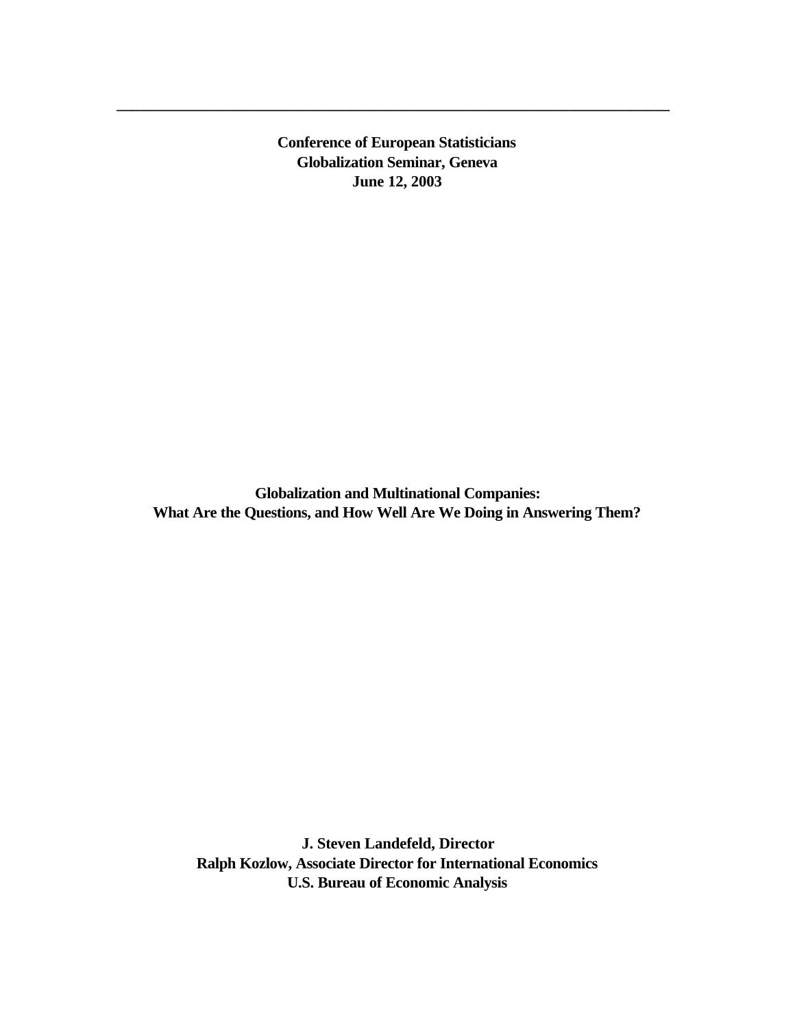---

**Conference of European Statisticians**
**Globalization Seminar, Geneva**
**June 12, 2003**

# Globalization and Multinational Companies: What Are the Questions, and How Well Are We Doing in Answering Them?

**J. Steven Landefeld, Director**
**Ralph Kozlow, Associate Director for International Economics**
**U.S. Bureau of Economic Analysis**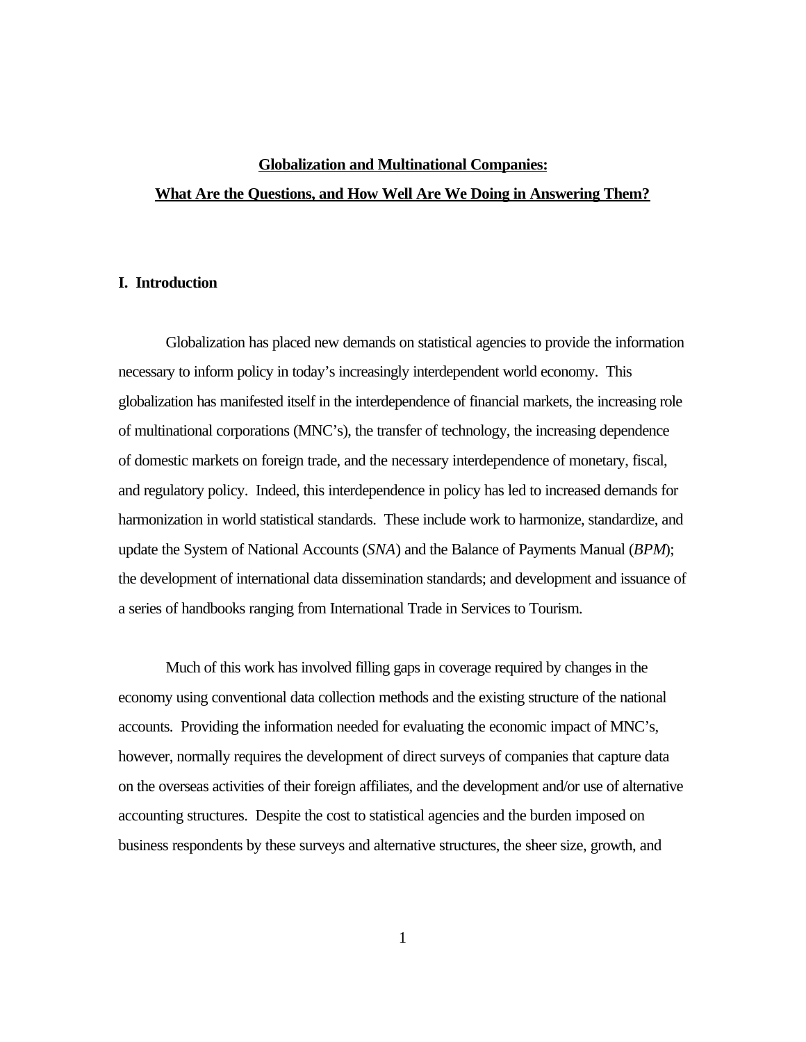**Globalization and Multinational Companies:**

**What Are the Questions, and How Well Are We Doing in Answering Them?**

## I. Introduction

Globalization has placed new demands on statistical agencies to provide the information necessary to inform policy in today's increasingly interdependent world economy. This globalization has manifested itself in the interdependence of financial markets, the increasing role of multinational corporations (MNC's), the transfer of technology, the increasing dependence of domestic markets on foreign trade, and the necessary interdependence of monetary, fiscal, and regulatory policy. Indeed, this interdependence in policy has led to increased demands for harmonization in world statistical standards. These include work to harmonize, standardize, and update the System of National Accounts (*SNA*) and the Balance of Payments Manual (*BPM*); the development of international data dissemination standards; and development and issuance of a series of handbooks ranging from International Trade in Services to Tourism.

Much of this work has involved filling gaps in coverage required by changes in the economy using conventional data collection methods and the existing structure of the national accounts. Providing the information needed for evaluating the economic impact of MNC's, however, normally requires the development of direct surveys of companies that capture data on the overseas activities of their foreign affiliates, and the development and/or use of alternative accounting structures. Despite the cost to statistical agencies and the burden imposed on business respondents by these surveys and alternative structures, the sheer size, growth, and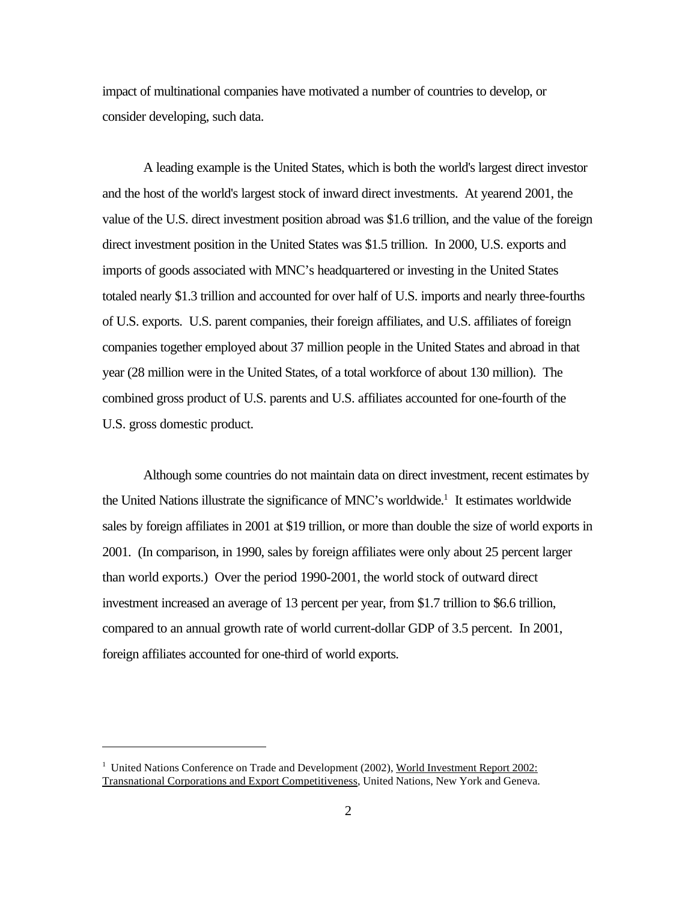impact of multinational companies have motivated a number of countries to develop, or consider developing, such data.

A leading example is the United States, which is both the world's largest direct investor and the host of the world's largest stock of inward direct investments. At yearend 2001, the value of the U.S. direct investment position abroad was $1.6 trillion, and the value of the foreign direct investment position in the United States was $1.5 trillion. In 2000, U.S. exports and imports of goods associated with MNC's headquartered or investing in the United States totaled nearly $1.3 trillion and accounted for over half of U.S. imports and nearly three-fourths of U.S. exports. U.S. parent companies, their foreign affiliates, and U.S. affiliates of foreign companies together employed about 37 million people in the United States and abroad in that year (28 million were in the United States, of a total workforce of about 130 million). The combined gross product of U.S. parents and U.S. affiliates accounted for one-fourth of the U.S. gross domestic product.

Although some countries do not maintain data on direct investment, recent estimates by the United Nations illustrate the significance of MNC's worldwide.[1] It estimates worldwide sales by foreign affiliates in 2001 at $19 trillion, or more than double the size of world exports in 2001. (In comparison, in 1990, sales by foreign affiliates were only about 25 percent larger than world exports.) Over the period 1990-2001, the world stock of outward direct investment increased an average of 13 percent per year, from $1.7 trillion to $6.6 trillion, compared to an annual growth rate of world current-dollar GDP of 3.5 percent. In 2001, foreign affiliates accounted for one-third of world exports.

---

[1] United Nations Conference on Trade and Development (2002), World Investment Report 2002: Transnational Corporations and Export Competitiveness, United Nations, New York and Geneva.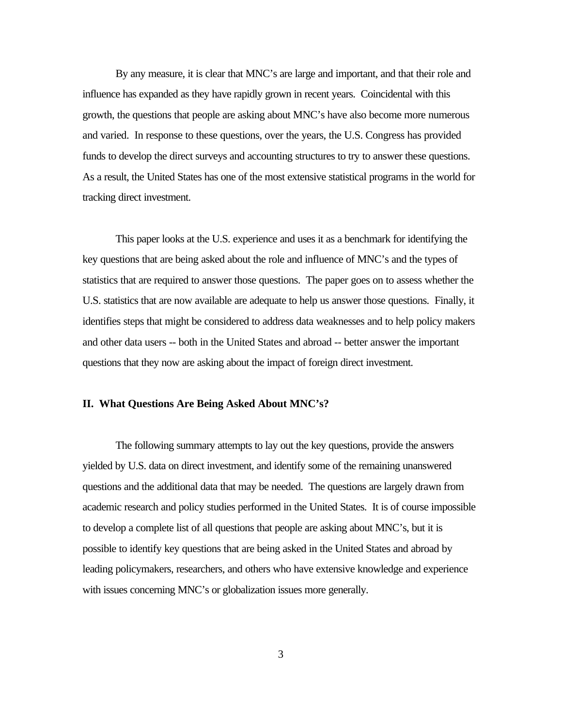By any measure, it is clear that MNC's are large and important, and that their role and influence has expanded as they have rapidly grown in recent years. Coincidental with this growth, the questions that people are asking about MNC's have also become more numerous and varied. In response to these questions, over the years, the U.S. Congress has provided funds to develop the direct surveys and accounting structures to try to answer these questions. As a result, the United States has one of the most extensive statistical programs in the world for tracking direct investment.

This paper looks at the U.S. experience and uses it as a benchmark for identifying the key questions that are being asked about the role and influence of MNC's and the types of statistics that are required to answer those questions. The paper goes on to assess whether the U.S. statistics that are now available are adequate to help us answer those questions. Finally, it identifies steps that might be considered to address data weaknesses and to help policy makers and other data users -- both in the United States and abroad -- better answer the important questions that they now are asking about the impact of foreign direct investment.

## II. What Questions Are Being Asked About MNC's?

The following summary attempts to lay out the key questions, provide the answers yielded by U.S. data on direct investment, and identify some of the remaining unanswered questions and the additional data that may be needed. The questions are largely drawn from academic research and policy studies performed in the United States. It is of course impossible to develop a complete list of all questions that people are asking about MNC's, but it is possible to identify key questions that are being asked in the United States and abroad by leading policymakers, researchers, and others who have extensive knowledge and experience with issues concerning MNC's or globalization issues more generally.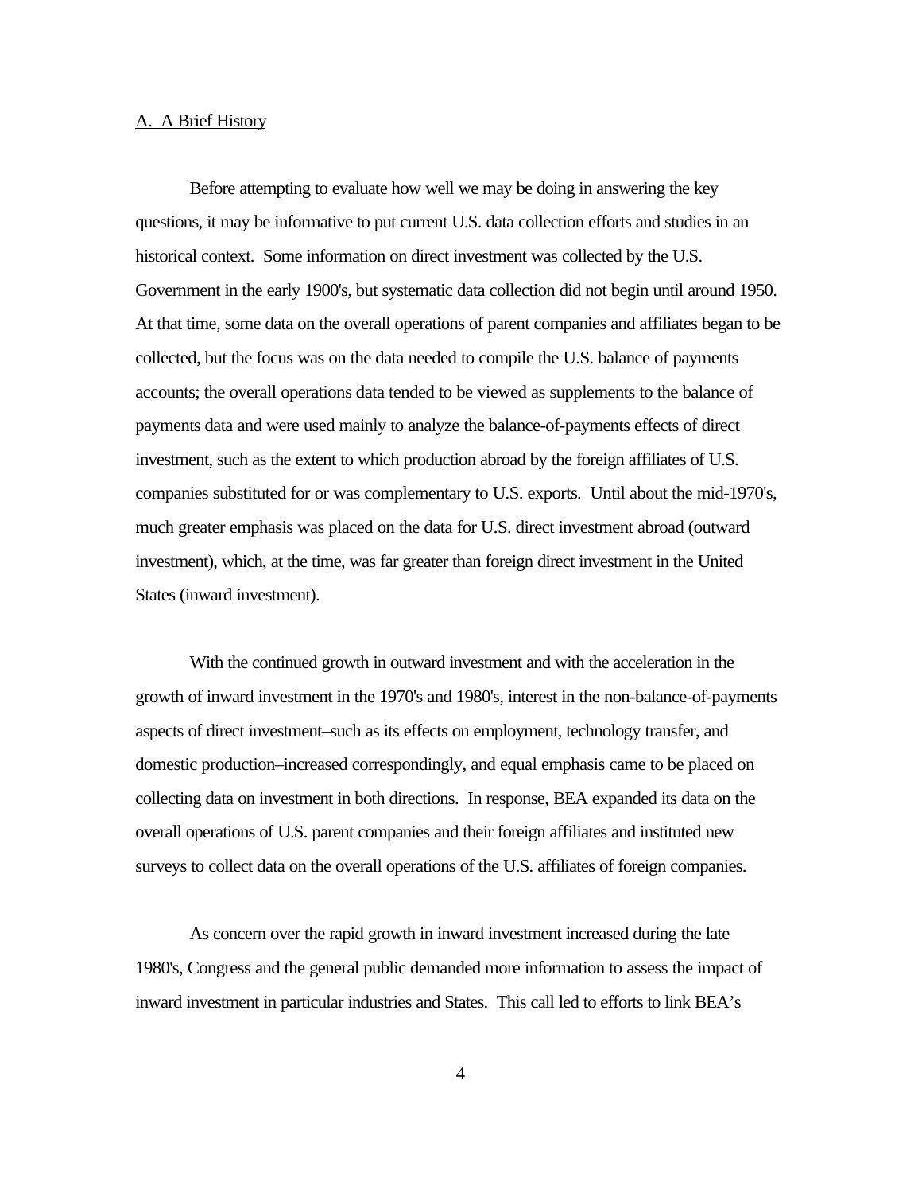A. A Brief History

Before attempting to evaluate how well we may be doing in answering the key questions, it may be informative to put current U.S. data collection efforts and studies in an historical context. Some information on direct investment was collected by the U.S. Government in the early 1900's, but systematic data collection did not begin until around 1950. At that time, some data on the overall operations of parent companies and affiliates began to be collected, but the focus was on the data needed to compile the U.S. balance of payments accounts; the overall operations data tended to be viewed as supplements to the balance of payments data and were used mainly to analyze the balance-of-payments effects of direct investment, such as the extent to which production abroad by the foreign affiliates of U.S. companies substituted for or was complementary to U.S. exports. Until about the mid-1970's, much greater emphasis was placed on the data for U.S. direct investment abroad (outward investment), which, at the time, was far greater than foreign direct investment in the United States (inward investment).

With the continued growth in outward investment and with the acceleration in the growth of inward investment in the 1970's and 1980's, interest in the non-balance-of-payments aspects of direct investment–such as its effects on employment, technology transfer, and domestic production–increased correspondingly, and equal emphasis came to be placed on collecting data on investment in both directions. In response, BEA expanded its data on the overall operations of U.S. parent companies and their foreign affiliates and instituted new surveys to collect data on the overall operations of the U.S. affiliates of foreign companies.

As concern over the rapid growth in inward investment increased during the late 1980's, Congress and the general public demanded more information to assess the impact of inward investment in particular industries and States. This call led to efforts to link BEA's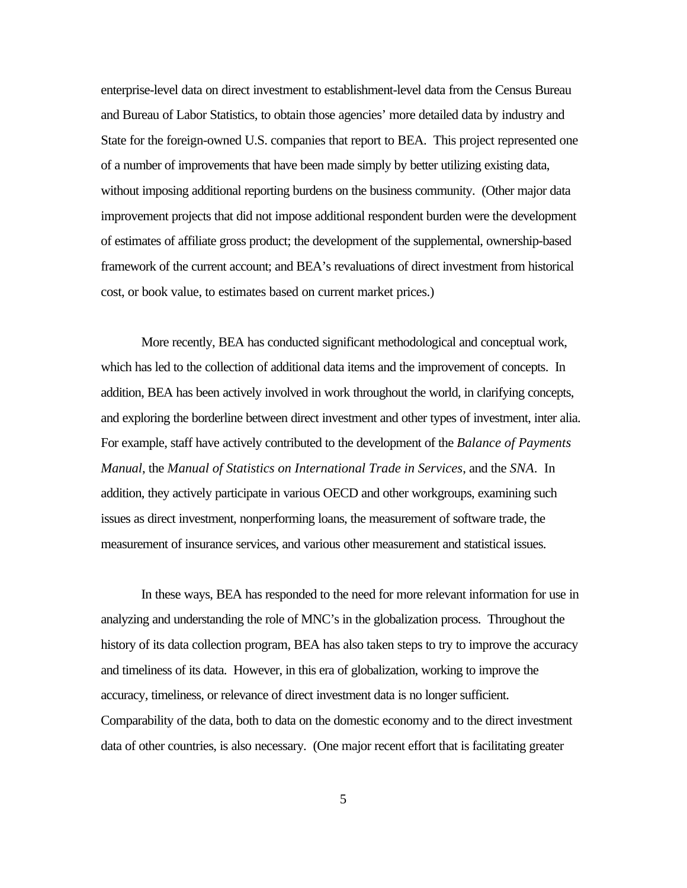enterprise-level data on direct investment to establishment-level data from the Census Bureau and Bureau of Labor Statistics, to obtain those agencies' more detailed data by industry and State for the foreign-owned U.S. companies that report to BEA. This project represented one of a number of improvements that have been made simply by better utilizing existing data, without imposing additional reporting burdens on the business community. (Other major data improvement projects that did not impose additional respondent burden were the development of estimates of affiliate gross product; the development of the supplemental, ownership-based framework of the current account; and BEA's revaluations of direct investment from historical cost, or book value, to estimates based on current market prices.)

More recently, BEA has conducted significant methodological and conceptual work, which has led to the collection of additional data items and the improvement of concepts. In addition, BEA has been actively involved in work throughout the world, in clarifying concepts, and exploring the borderline between direct investment and other types of investment, inter alia. For example, staff have actively contributed to the development of the *Balance of Payments Manual*, the *Manual of Statistics on International Trade in Services*, and the *SNA*. In addition, they actively participate in various OECD and other workgroups, examining such issues as direct investment, nonperforming loans, the measurement of software trade, the measurement of insurance services, and various other measurement and statistical issues.

In these ways, BEA has responded to the need for more relevant information for use in analyzing and understanding the role of MNC's in the globalization process. Throughout the history of its data collection program, BEA has also taken steps to try to improve the accuracy and timeliness of its data. However, in this era of globalization, working to improve the accuracy, timeliness, or relevance of direct investment data is no longer sufficient. Comparability of the data, both to data on the domestic economy and to the direct investment data of other countries, is also necessary. (One major recent effort that is facilitating greater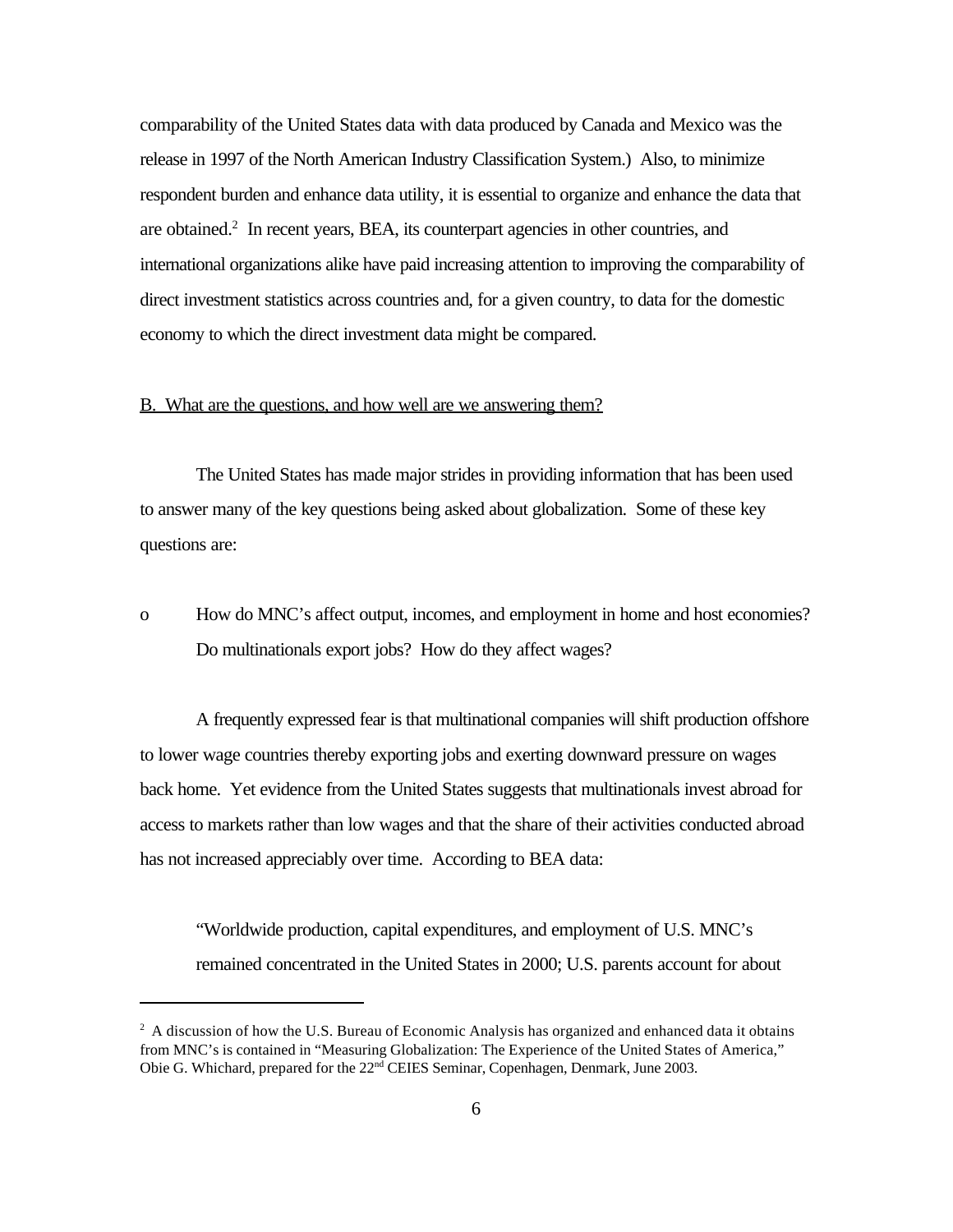comparability of the United States data with data produced by Canada and Mexico was the release in 1997 of the North American Industry Classification System.) Also, to minimize respondent burden and enhance data utility, it is essential to organize and enhance the data that are obtained.[2] In recent years, BEA, its counterpart agencies in other countries, and international organizations alike have paid increasing attention to improving the comparability of direct investment statistics across countries and, for a given country, to data for the domestic economy to which the direct investment data might be compared.

## B. What are the questions, and how well are we answering them?

The United States has made major strides in providing information that has been used to answer many of the key questions being asked about globalization. Some of these key questions are:

- How do MNC's affect output, incomes, and employment in home and host economies? Do multinationals export jobs? How do they affect wages?

A frequently expressed fear is that multinational companies will shift production offshore to lower wage countries thereby exporting jobs and exerting downward pressure on wages back home. Yet evidence from the United States suggests that multinationals invest abroad for access to markets rather than low wages and that the share of their activities conducted abroad has not increased appreciably over time. According to BEA data:

> "Worldwide production, capital expenditures, and employment of U.S. MNC's remained concentrated in the United States in 2000; U.S. parents account for about

---

[2] A discussion of how the U.S. Bureau of Economic Analysis has organized and enhanced data it obtains from MNC's is contained in "Measuring Globalization: The Experience of the United States of America," Obie G. Whichard, prepared for the 22nd CEIES Seminar, Copenhagen, Denmark, June 2003.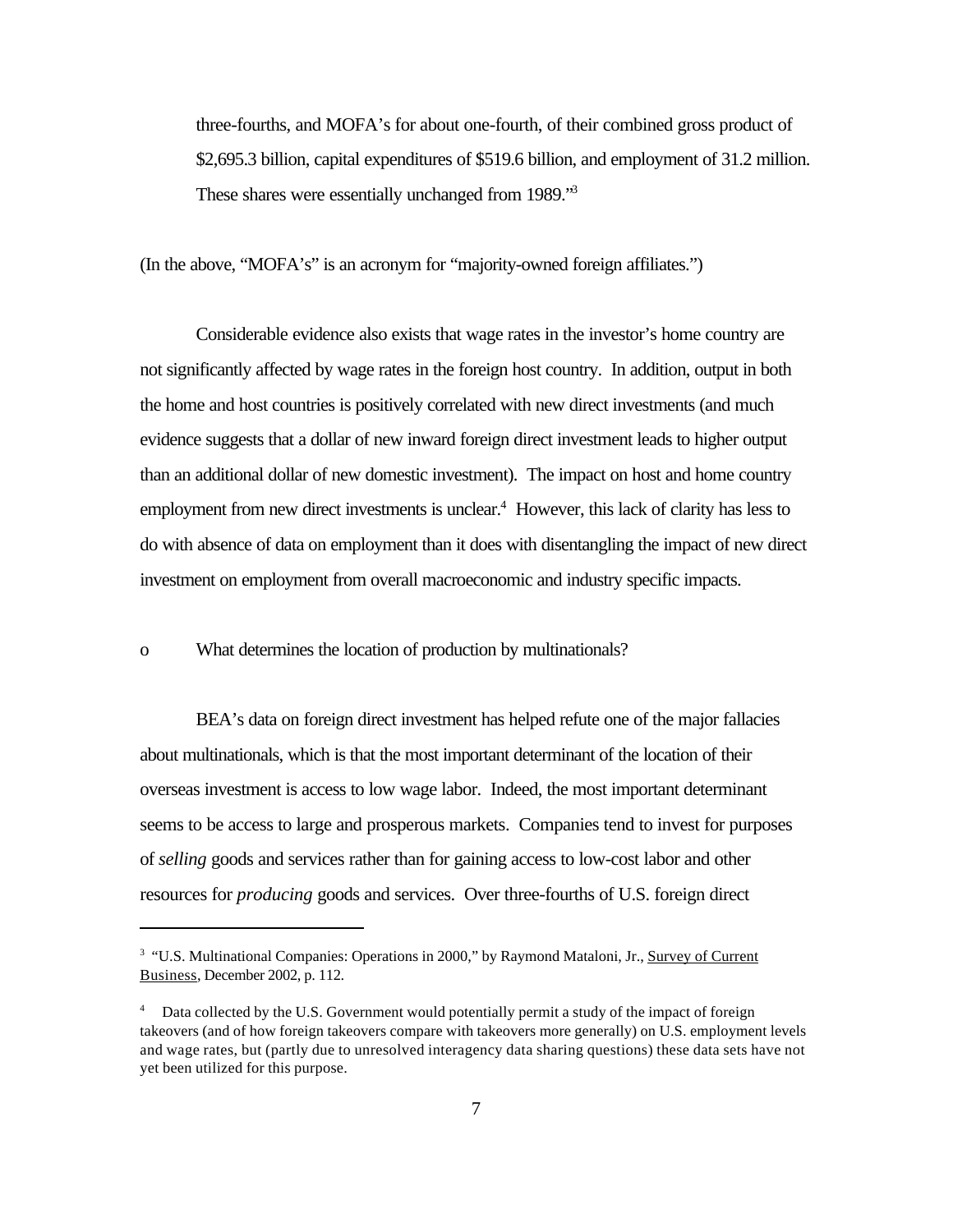three-fourths, and MOFA's for about one-fourth, of their combined gross product of \$2,695.3 billion, capital expenditures of \$519.6 billion, and employment of 31.2 million. These shares were essentially unchanged from 1989."[3]

(In the above, "MOFA's" is an acronym for "majority-owned foreign affiliates.")

Considerable evidence also exists that wage rates in the investor's home country are not significantly affected by wage rates in the foreign host country. In addition, output in both the home and host countries is positively correlated with new direct investments (and much evidence suggests that a dollar of new inward foreign direct investment leads to higher output than an additional dollar of new domestic investment). The impact on host and home country employment from new direct investments is unclear.[4] However, this lack of clarity has less to do with absence of data on employment than it does with disentangling the impact of new direct investment on employment from overall macroeconomic and industry specific impacts.

o What determines the location of production by multinationals?

BEA's data on foreign direct investment has helped refute one of the major fallacies about multinationals, which is that the most important determinant of the location of their overseas investment is access to low wage labor. Indeed, the most important determinant seems to be access to large and prosperous markets. Companies tend to invest for purposes of *selling* goods and services rather than for gaining access to low-cost labor and other resources for *producing* goods and services. Over three-fourths of U.S. foreign direct

---

[3] "U.S. Multinational Companies: Operations in 2000," by Raymond Mataloni, Jr., Survey of Current Business, December 2002, p. 112.

[4] Data collected by the U.S. Government would potentially permit a study of the impact of foreign takeovers (and of how foreign takeovers compare with takeovers more generally) on U.S. employment levels and wage rates, but (partly due to unresolved interagency data sharing questions) these data sets have not yet been utilized for this purpose.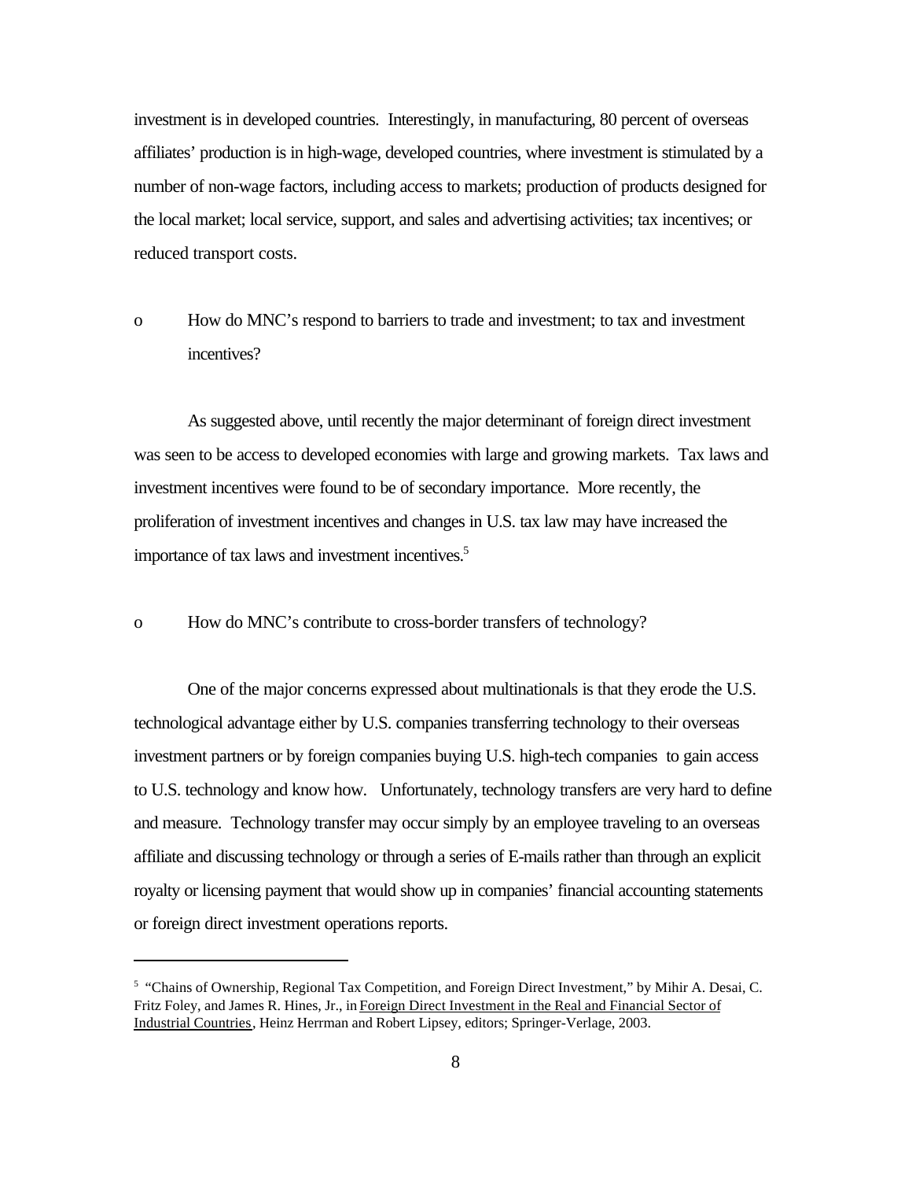investment is in developed countries. Interestingly, in manufacturing, 80 percent of overseas affiliates' production is in high-wage, developed countries, where investment is stimulated by a number of non-wage factors, including access to markets; production of products designed for the local market; local service, support, and sales and advertising activities; tax incentives; or reduced transport costs.

- How do MNC's respond to barriers to trade and investment; to tax and investment incentives?

As suggested above, until recently the major determinant of foreign direct investment was seen to be access to developed economies with large and growing markets. Tax laws and investment incentives were found to be of secondary importance. More recently, the proliferation of investment incentives and changes in U.S. tax law may have increased the importance of tax laws and investment incentives.[5]

- How do MNC's contribute to cross-border transfers of technology?

One of the major concerns expressed about multinationals is that they erode the U.S. technological advantage either by U.S. companies transferring technology to their overseas investment partners or by foreign companies buying U.S. high-tech companies to gain access to U.S. technology and know how. Unfortunately, technology transfers are very hard to define and measure. Technology transfer may occur simply by an employee traveling to an overseas affiliate and discussing technology or through a series of E-mails rather than through an explicit royalty or licensing payment that would show up in companies' financial accounting statements or foreign direct investment operations reports.

---

[5] "Chains of Ownership, Regional Tax Competition, and Foreign Direct Investment," by Mihir A. Desai, C. Fritz Foley, and James R. Hines, Jr., in Foreign Direct Investment in the Real and Financial Sector of Industrial Countries, Heinz Herrman and Robert Lipsey, editors; Springer-Verlage, 2003.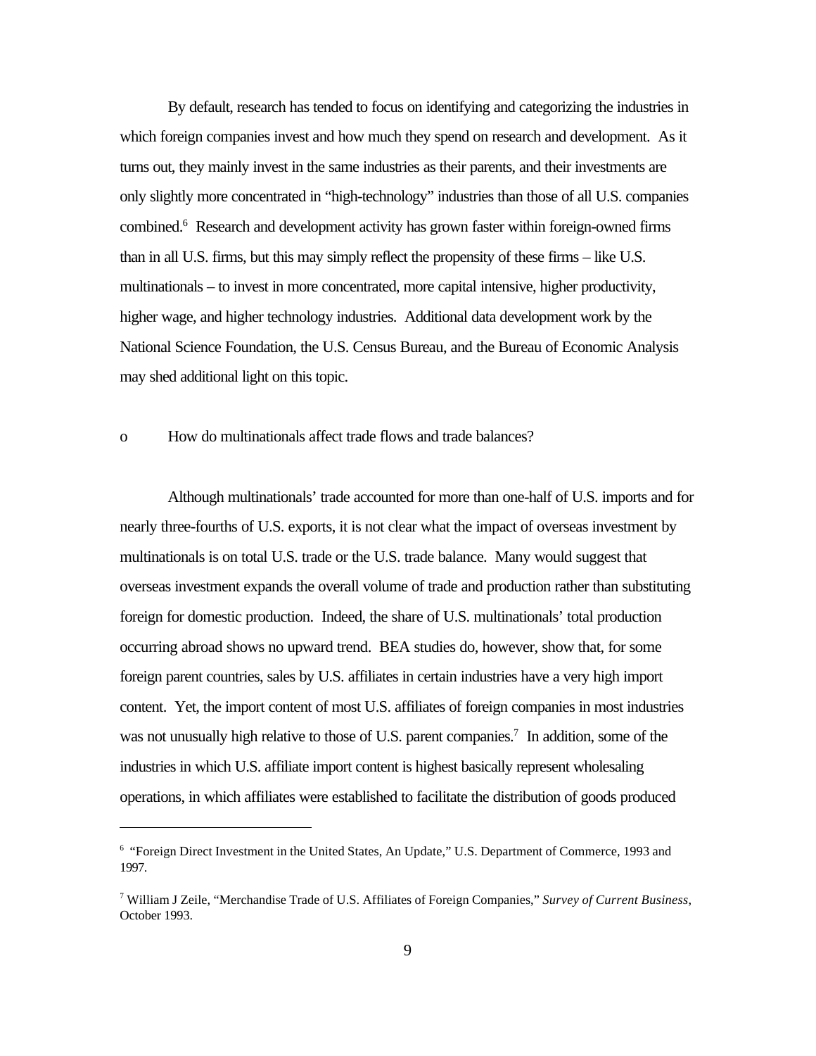By default, research has tended to focus on identifying and categorizing the industries in which foreign companies invest and how much they spend on research and development. As it turns out, they mainly invest in the same industries as their parents, and their investments are only slightly more concentrated in "high-technology" industries than those of all U.S. companies combined.[6] Research and development activity has grown faster within foreign-owned firms than in all U.S. firms, but this may simply reflect the propensity of these firms – like U.S. multinationals – to invest in more concentrated, more capital intensive, higher productivity, higher wage, and higher technology industries. Additional data development work by the National Science Foundation, the U.S. Census Bureau, and the Bureau of Economic Analysis may shed additional light on this topic.

- How do multinationals affect trade flows and trade balances?

Although multinationals' trade accounted for more than one-half of U.S. imports and for nearly three-fourths of U.S. exports, it is not clear what the impact of overseas investment by multinationals is on total U.S. trade or the U.S. trade balance. Many would suggest that overseas investment expands the overall volume of trade and production rather than substituting foreign for domestic production. Indeed, the share of U.S. multinationals' total production occurring abroad shows no upward trend. BEA studies do, however, show that, for some foreign parent countries, sales by U.S. affiliates in certain industries have a very high import content. Yet, the import content of most U.S. affiliates of foreign companies in most industries was not unusually high relative to those of U.S. parent companies.[7] In addition, some of the industries in which U.S. affiliate import content is highest basically represent wholesaling operations, in which affiliates were established to facilitate the distribution of goods produced

---

[6] "Foreign Direct Investment in the United States, An Update," U.S. Department of Commerce, 1993 and 1997.

[7] William J Zeile, "Merchandise Trade of U.S. Affiliates of Foreign Companies," *Survey of Current Business*, October 1993.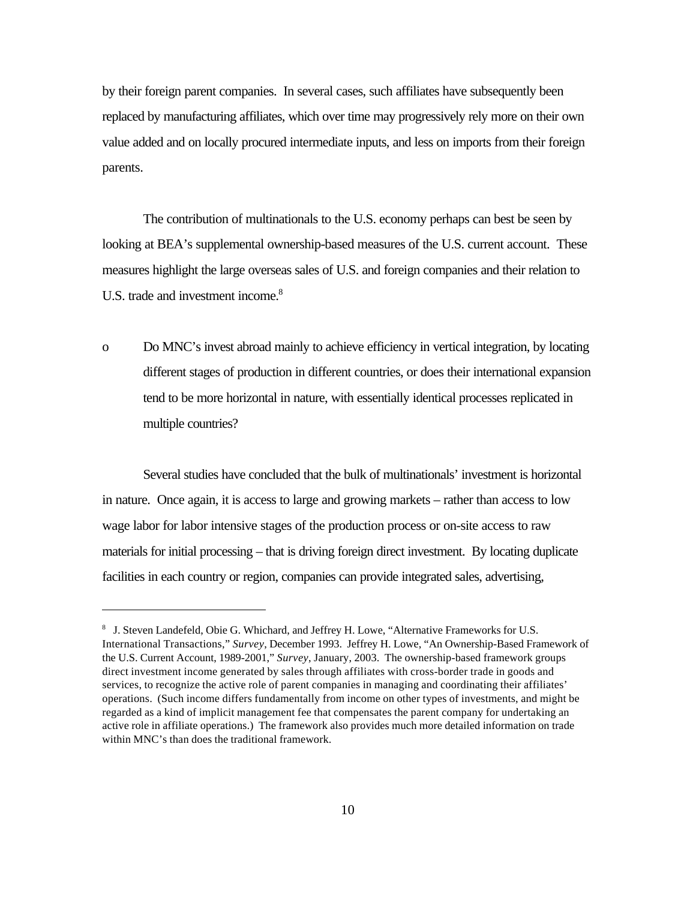by their foreign parent companies. In several cases, such affiliates have subsequently been replaced by manufacturing affiliates, which over time may progressively rely more on their own value added and on locally procured intermediate inputs, and less on imports from their foreign parents.

The contribution of multinationals to the U.S. economy perhaps can best be seen by looking at BEA's supplemental ownership-based measures of the U.S. current account. These measures highlight the large overseas sales of U.S. and foreign companies and their relation to U.S. trade and investment income.[8]

- Do MNC's invest abroad mainly to achieve efficiency in vertical integration, by locating different stages of production in different countries, or does their international expansion tend to be more horizontal in nature, with essentially identical processes replicated in multiple countries?

Several studies have concluded that the bulk of multinationals' investment is horizontal in nature. Once again, it is access to large and growing markets – rather than access to low wage labor for labor intensive stages of the production process or on-site access to raw materials for initial processing – that is driving foreign direct investment. By locating duplicate facilities in each country or region, companies can provide integrated sales, advertising,

---

[8] J. Steven Landefeld, Obie G. Whichard, and Jeffrey H. Lowe, "Alternative Frameworks for U.S. International Transactions," *Survey*, December 1993. Jeffrey H. Lowe, "An Ownership-Based Framework of the U.S. Current Account, 1989-2001," *Survey*, January, 2003. The ownership-based framework groups direct investment income generated by sales through affiliates with cross-border trade in goods and services, to recognize the active role of parent companies in managing and coordinating their affiliates' operations. (Such income differs fundamentally from income on other types of investments, and might be regarded as a kind of implicit management fee that compensates the parent company for undertaking an active role in affiliate operations.) The framework also provides much more detailed information on trade within MNC's than does the traditional framework.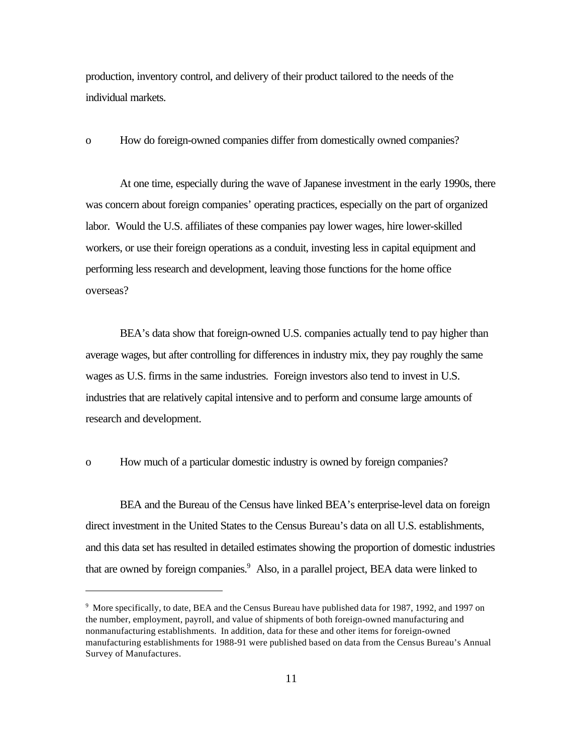production, inventory control, and delivery of their product tailored to the needs of the individual markets.

- How do foreign-owned companies differ from domestically owned companies?

At one time, especially during the wave of Japanese investment in the early 1990s, there was concern about foreign companies' operating practices, especially on the part of organized labor. Would the U.S. affiliates of these companies pay lower wages, hire lower-skilled workers, or use their foreign operations as a conduit, investing less in capital equipment and performing less research and development, leaving those functions for the home office overseas?

BEA's data show that foreign-owned U.S. companies actually tend to pay higher than average wages, but after controlling for differences in industry mix, they pay roughly the same wages as U.S. firms in the same industries. Foreign investors also tend to invest in U.S. industries that are relatively capital intensive and to perform and consume large amounts of research and development.

- How much of a particular domestic industry is owned by foreign companies?

BEA and the Bureau of the Census have linked BEA's enterprise-level data on foreign direct investment in the United States to the Census Bureau's data on all U.S. establishments, and this data set has resulted in detailed estimates showing the proportion of domestic industries that are owned by foreign companies.[9] Also, in a parallel project, BEA data were linked to

---

[9] More specifically, to date, BEA and the Census Bureau have published data for 1987, 1992, and 1997 on the number, employment, payroll, and value of shipments of both foreign-owned manufacturing and nonmanufacturing establishments. In addition, data for these and other items for foreign-owned manufacturing establishments for 1988-91 were published based on data from the Census Bureau's Annual Survey of Manufactures.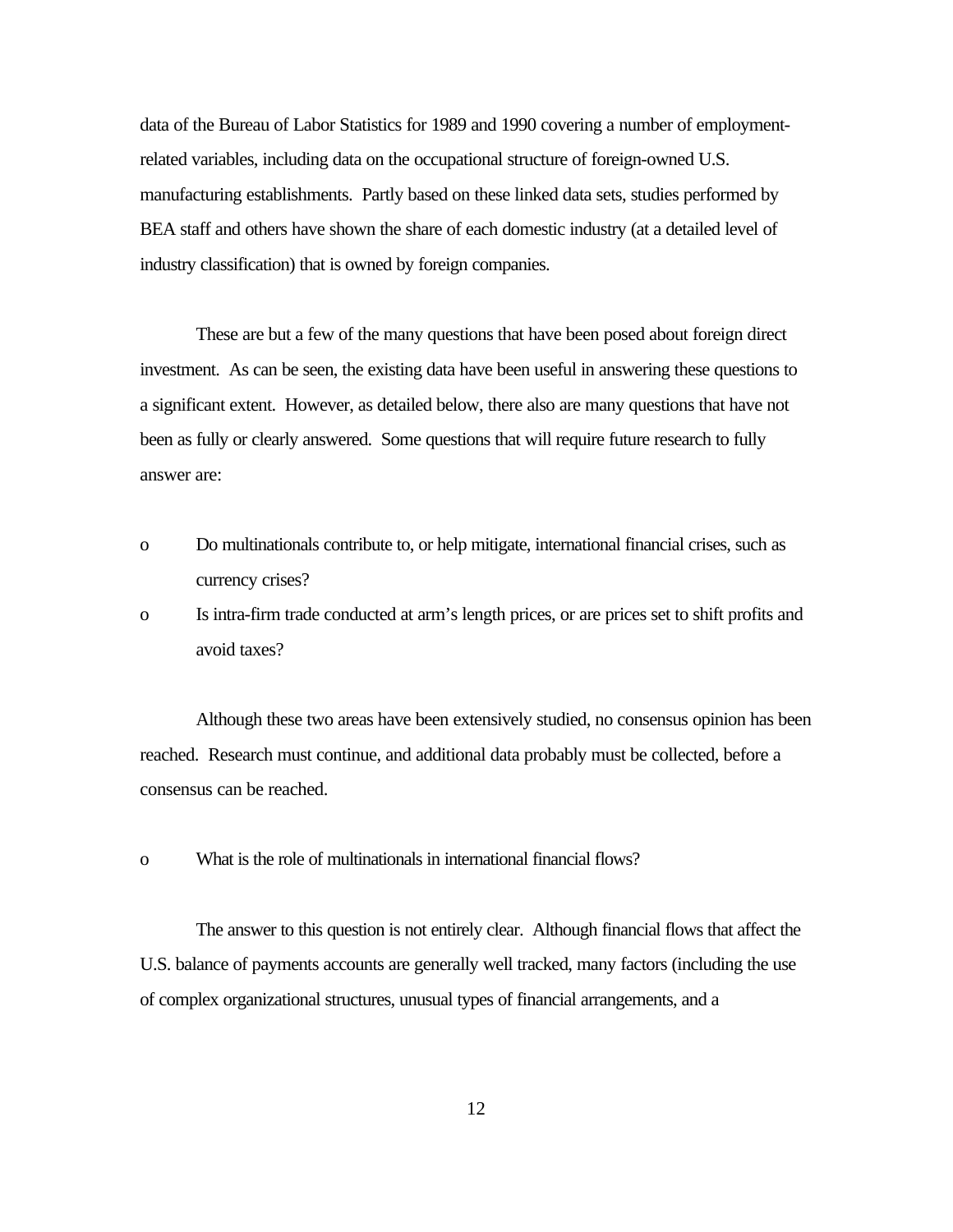data of the Bureau of Labor Statistics for 1989 and 1990 covering a number of employment-related variables, including data on the occupational structure of foreign-owned U.S. manufacturing establishments. Partly based on these linked data sets, studies performed by BEA staff and others have shown the share of each domestic industry (at a detailed level of industry classification) that is owned by foreign companies.

These are but a few of the many questions that have been posed about foreign direct investment. As can be seen, the existing data have been useful in answering these questions to a significant extent. However, as detailed below, there also are many questions that have not been as fully or clearly answered. Some questions that will require future research to fully answer are:

- Do multinationals contribute to, or help mitigate, international financial crises, such as currency crises?
- Is intra-firm trade conducted at arm's length prices, or are prices set to shift profits and avoid taxes?

Although these two areas have been extensively studied, no consensus opinion has been reached. Research must continue, and additional data probably must be collected, before a consensus can be reached.

- What is the role of multinationals in international financial flows?

The answer to this question is not entirely clear. Although financial flows that affect the U.S. balance of payments accounts are generally well tracked, many factors (including the use of complex organizational structures, unusual types of financial arrangements, and a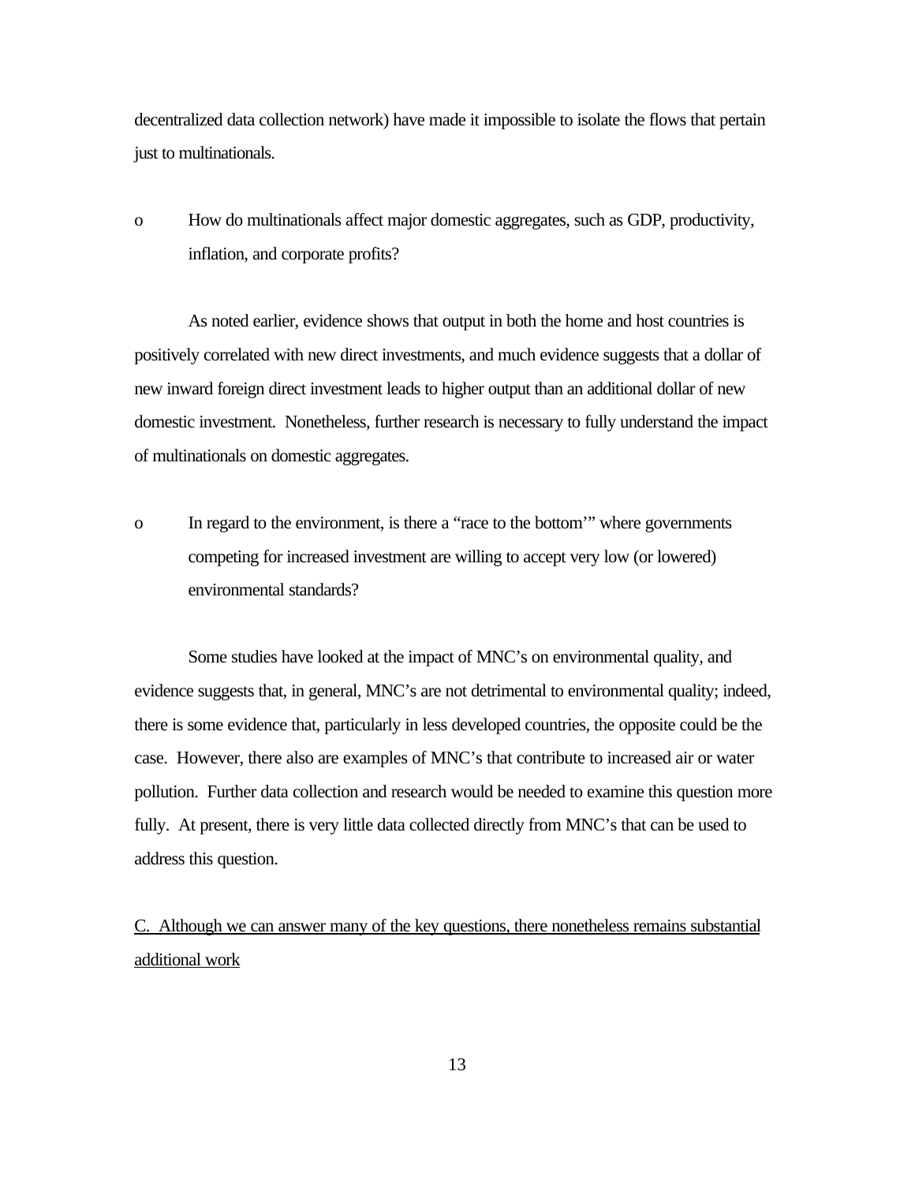decentralized data collection network) have made it impossible to isolate the flows that pertain just to multinationals.

- How do multinationals affect major domestic aggregates, such as GDP, productivity, inflation, and corporate profits?

As noted earlier, evidence shows that output in both the home and host countries is positively correlated with new direct investments, and much evidence suggests that a dollar of new inward foreign direct investment leads to higher output than an additional dollar of new domestic investment. Nonetheless, further research is necessary to fully understand the impact of multinationals on domestic aggregates.

- In regard to the environment, is there a "race to the bottom'" where governments competing for increased investment are willing to accept very low (or lowered) environmental standards?

Some studies have looked at the impact of MNC's on environmental quality, and evidence suggests that, in general, MNC's are not detrimental to environmental quality; indeed, there is some evidence that, particularly in less developed countries, the opposite could be the case. However, there also are examples of MNC's that contribute to increased air or water pollution. Further data collection and research would be needed to examine this question more fully. At present, there is very little data collected directly from MNC's that can be used to address this question.

C. Although we can answer many of the key questions, there nonetheless remains substantial additional work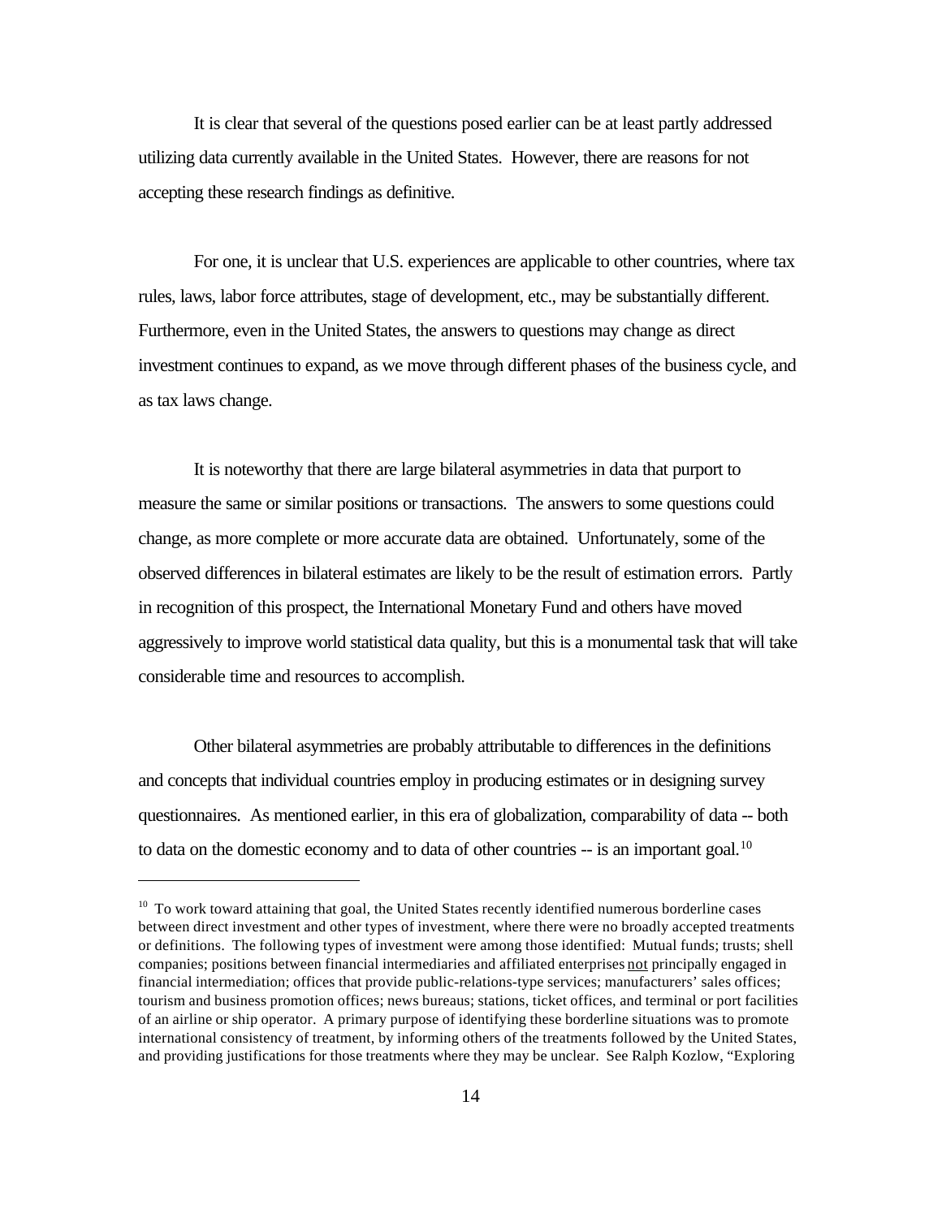It is clear that several of the questions posed earlier can be at least partly addressed utilizing data currently available in the United States. However, there are reasons for not accepting these research findings as definitive.

For one, it is unclear that U.S. experiences are applicable to other countries, where tax rules, laws, labor force attributes, stage of development, etc., may be substantially different. Furthermore, even in the United States, the answers to questions may change as direct investment continues to expand, as we move through different phases of the business cycle, and as tax laws change.

It is noteworthy that there are large bilateral asymmetries in data that purport to measure the same or similar positions or transactions. The answers to some questions could change, as more complete or more accurate data are obtained. Unfortunately, some of the observed differences in bilateral estimates are likely to be the result of estimation errors. Partly in recognition of this prospect, the International Monetary Fund and others have moved aggressively to improve world statistical data quality, but this is a monumental task that will take considerable time and resources to accomplish.

Other bilateral asymmetries are probably attributable to differences in the definitions and concepts that individual countries employ in producing estimates or in designing survey questionnaires. As mentioned earlier, in this era of globalization, comparability of data -- both to data on the domestic economy and to data of other countries -- is an important goal.[10]

---

[10] To work toward attaining that goal, the United States recently identified numerous borderline cases between direct investment and other types of investment, where there were no broadly accepted treatments or definitions. The following types of investment were among those identified: Mutual funds; trusts; shell companies; positions between financial intermediaries and affiliated enterprises not principally engaged in financial intermediation; offices that provide public-relations-type services; manufacturers' sales offices; tourism and business promotion offices; news bureaus; stations, ticket offices, and terminal or port facilities of an airline or ship operator. A primary purpose of identifying these borderline situations was to promote international consistency of treatment, by informing others of the treatments followed by the United States, and providing justifications for those treatments where they may be unclear. See Ralph Kozlow, "Exploring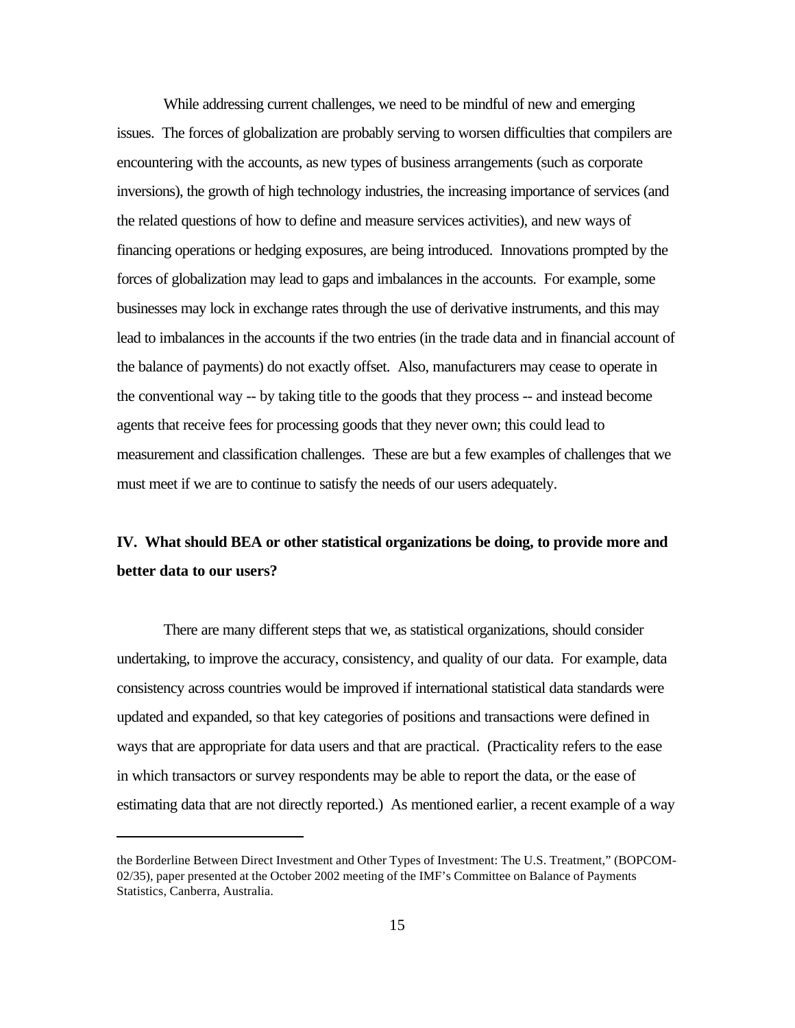While addressing current challenges, we need to be mindful of new and emerging issues. The forces of globalization are probably serving to worsen difficulties that compilers are encountering with the accounts, as new types of business arrangements (such as corporate inversions), the growth of high technology industries, the increasing importance of services (and the related questions of how to define and measure services activities), and new ways of financing operations or hedging exposures, are being introduced. Innovations prompted by the forces of globalization may lead to gaps and imbalances in the accounts. For example, some businesses may lock in exchange rates through the use of derivative instruments, and this may lead to imbalances in the accounts if the two entries (in the trade data and in financial account of the balance of payments) do not exactly offset. Also, manufacturers may cease to operate in the conventional way -- by taking title to the goods that they process -- and instead become agents that receive fees for processing goods that they never own; this could lead to measurement and classification challenges. These are but a few examples of challenges that we must meet if we are to continue to satisfy the needs of our users adequately.

## IV. What should BEA or other statistical organizations be doing, to provide more and better data to our users?

There are many different steps that we, as statistical organizations, should consider undertaking, to improve the accuracy, consistency, and quality of our data. For example, data consistency across countries would be improved if international statistical data standards were updated and expanded, so that key categories of positions and transactions were defined in ways that are appropriate for data users and that are practical. (Practicality refers to the ease in which transactors or survey respondents may be able to report the data, or the ease of estimating data that are not directly reported.) As mentioned earlier, a recent example of a way

---

the Borderline Between Direct Investment and Other Types of Investment: The U.S. Treatment," (BOPCOM-02/35), paper presented at the October 2002 meeting of the IMF's Committee on Balance of Payments Statistics, Canberra, Australia.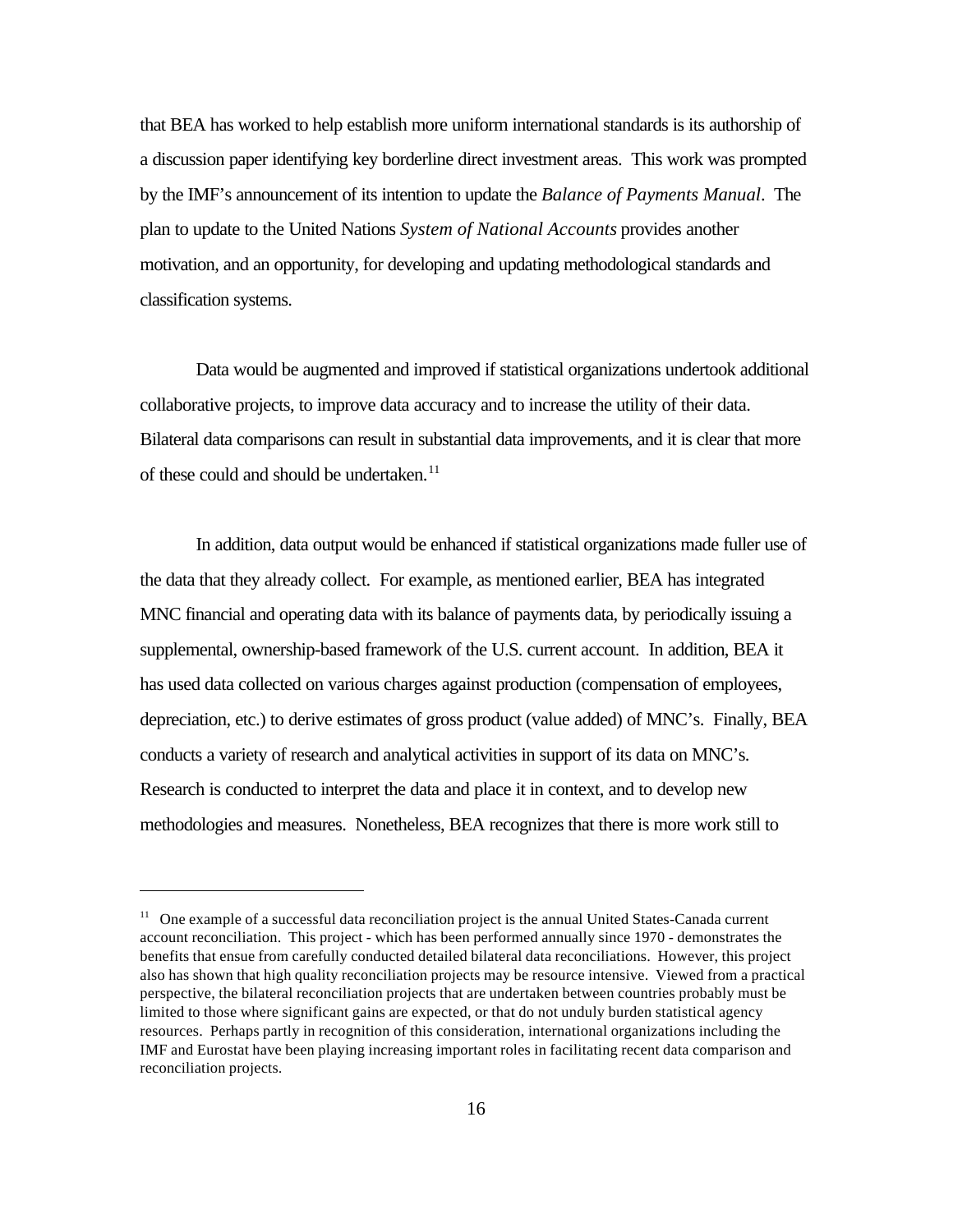that BEA has worked to help establish more uniform international standards is its authorship of a discussion paper identifying key borderline direct investment areas. This work was prompted by the IMF's announcement of its intention to update the *Balance of Payments Manual*. The plan to update to the United Nations *System of National Accounts* provides another motivation, and an opportunity, for developing and updating methodological standards and classification systems.

Data would be augmented and improved if statistical organizations undertook additional collaborative projects, to improve data accuracy and to increase the utility of their data. Bilateral data comparisons can result in substantial data improvements, and it is clear that more of these could and should be undertaken.[11]

In addition, data output would be enhanced if statistical organizations made fuller use of the data that they already collect. For example, as mentioned earlier, BEA has integrated MNC financial and operating data with its balance of payments data, by periodically issuing a supplemental, ownership-based framework of the U.S. current account. In addition, BEA it has used data collected on various charges against production (compensation of employees, depreciation, etc.) to derive estimates of gross product (value added) of MNC's. Finally, BEA conducts a variety of research and analytical activities in support of its data on MNC's. Research is conducted to interpret the data and place it in context, and to develop new methodologies and measures. Nonetheless, BEA recognizes that there is more work still to

---

[11] One example of a successful data reconciliation project is the annual United States-Canada current account reconciliation. This project - which has been performed annually since 1970 - demonstrates the benefits that ensue from carefully conducted detailed bilateral data reconciliations. However, this project also has shown that high quality reconciliation projects may be resource intensive. Viewed from a practical perspective, the bilateral reconciliation projects that are undertaken between countries probably must be limited to those where significant gains are expected, or that do not unduly burden statistical agency resources. Perhaps partly in recognition of this consideration, international organizations including the IMF and Eurostat have been playing increasing important roles in facilitating recent data comparison and reconciliation projects.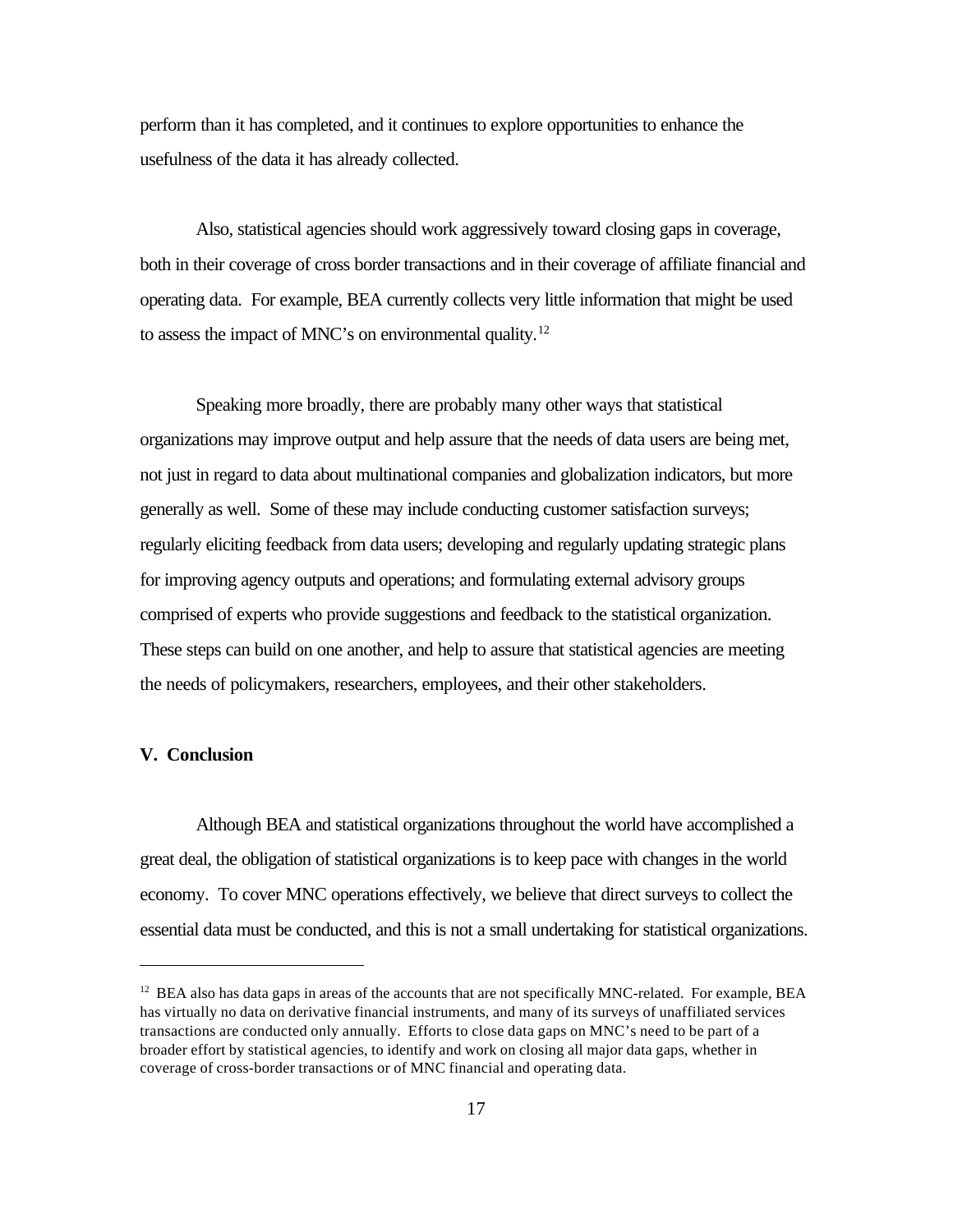perform than it has completed, and it continues to explore opportunities to enhance the usefulness of the data it has already collected.

Also, statistical agencies should work aggressively toward closing gaps in coverage, both in their coverage of cross border transactions and in their coverage of affiliate financial and operating data. For example, BEA currently collects very little information that might be used to assess the impact of MNC's on environmental quality.[12]

Speaking more broadly, there are probably many other ways that statistical organizations may improve output and help assure that the needs of data users are being met, not just in regard to data about multinational companies and globalization indicators, but more generally as well. Some of these may include conducting customer satisfaction surveys; regularly eliciting feedback from data users; developing and regularly updating strategic plans for improving agency outputs and operations; and formulating external advisory groups comprised of experts who provide suggestions and feedback to the statistical organization. These steps can build on one another, and help to assure that statistical agencies are meeting the needs of policymakers, researchers, employees, and their other stakeholders.

## V. Conclusion

Although BEA and statistical organizations throughout the world have accomplished a great deal, the obligation of statistical organizations is to keep pace with changes in the world economy. To cover MNC operations effectively, we believe that direct surveys to collect the essential data must be conducted, and this is not a small undertaking for statistical organizations.

---

[12] BEA also has data gaps in areas of the accounts that are not specifically MNC-related. For example, BEA has virtually no data on derivative financial instruments, and many of its surveys of unaffiliated services transactions are conducted only annually. Efforts to close data gaps on MNC's need to be part of a broader effort by statistical agencies, to identify and work on closing all major data gaps, whether in coverage of cross-border transactions or of MNC financial and operating data.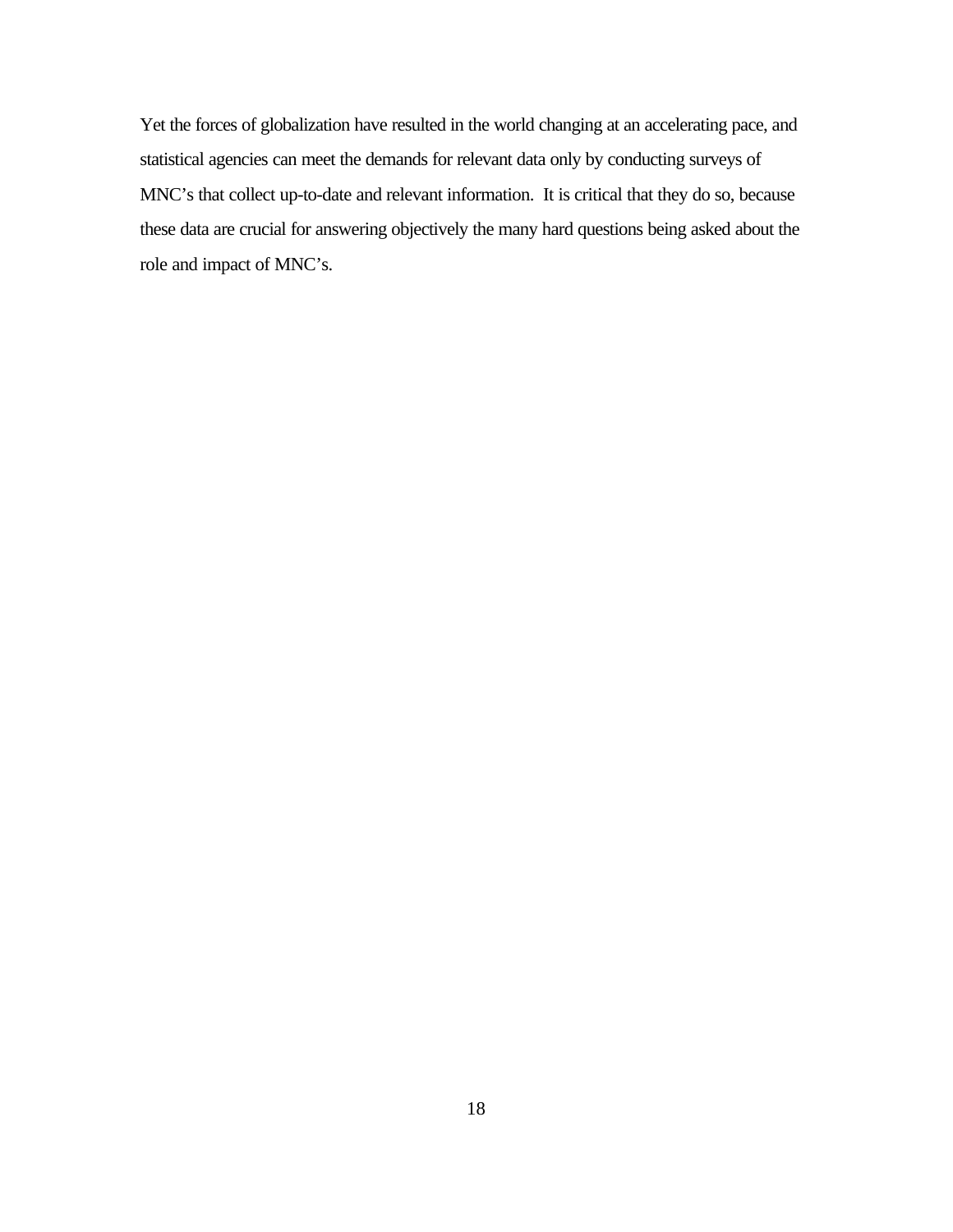Yet the forces of globalization have resulted in the world changing at an accelerating pace, and statistical agencies can meet the demands for relevant data only by conducting surveys of MNC's that collect up-to-date and relevant information. It is critical that they do so, because these data are crucial for answering objectively the many hard questions being asked about the role and impact of MNC's.